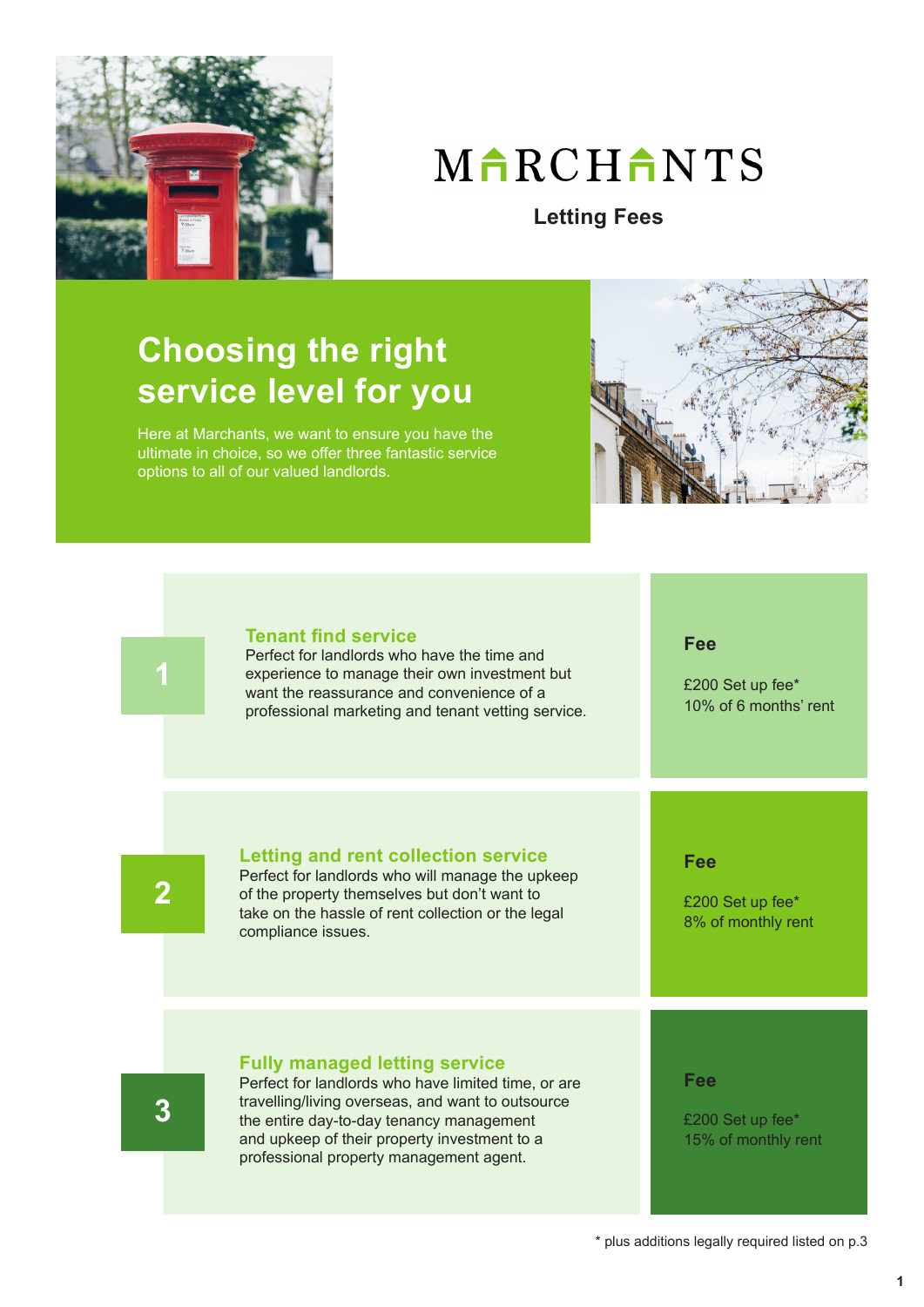# MARCHANTS

## Letting Fees

## Choosing the right service level for you

Here at Marchants, we want to ensure you have the ultimate in choice, so we offer three fantastic service options to all of our valued landlords.

### 1 Tenant find service

Perfect for landlords who have the time and experience to manage their own investment but want the reassurance and convenience of a professional marketing and tenant vetting service.

**Fee**

£200 Set up fee*
10% of 6 months' rent

### 2 Letting and rent collection service

Perfect for landlords who will manage the upkeep of the property themselves but don't want to take on the hassle of rent collection or the legal compliance issues.

**Fee**

£200 Set up fee*
8% of monthly rent

### 3 Fully managed letting service

Perfect for landlords who have limited time, or are travelling/living overseas, and want to outsource the entire day-to-day tenancy management and upkeep of their property investment to a professional property management agent.

**Fee**

£200 Set up fee*
15% of monthly rent

* plus additions legally required listed on p.3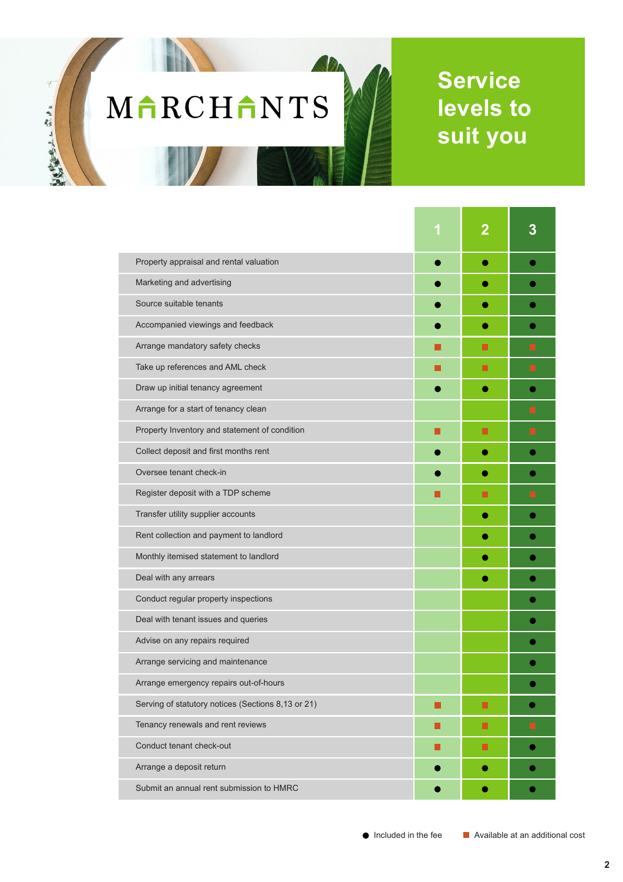MARCHANTS

# Service levels to suit you

| | 1 | 2 | 3 |
|---|---|---|---|
| Property appraisal and rental valuation | ● | ● | ● |
| Marketing and advertising | ● | ● | ● |
| Source suitable tenants | ● | ● | ● |
| Accompanied viewings and feedback | ● | ● | ● |
| Arrange mandatory safety checks | ■ | ■ | ■ |
| Take up references and AML check | ■ | ■ | ■ |
| Draw up initial tenancy agreement | ● | ● | ● |
| Arrange for a start of tenancy clean | | | ■ |
| Property Inventory and statement of condition | ■ | ■ | ■ |
| Collect deposit and first months rent | ● | ● | ● |
| Oversee tenant check-in | ● | ● | ● |
| Register deposit with a TDP scheme | ■ | ■ | ■ |
| Transfer utility supplier accounts | | ● | ● |
| Rent collection and payment to landlord | | ● | ● |
| Monthly itemised statement to landlord | | ● | ● |
| Deal with any arrears | | ● | ● |
| Conduct regular property inspections | | | ● |
| Deal with tenant issues and queries | | | ● |
| Advise on any repairs required | | | ● |
| Arrange servicing and maintenance | | | ● |
| Arrange emergency repairs out-of-hours | | | ● |
| Serving of statutory notices (Sections 8,13 or 21) | ■ | ■ | ● |
| Tenancy renewals and rent reviews | ■ | ■ | ■ |
| Conduct tenant check-out | ■ | ■ | ● |
| Arrange a deposit return | ● | ● | ● |
| Submit an annual rent submission to HMRC | ● | ● | ● |

● Included in the fee ■ Available at an additional cost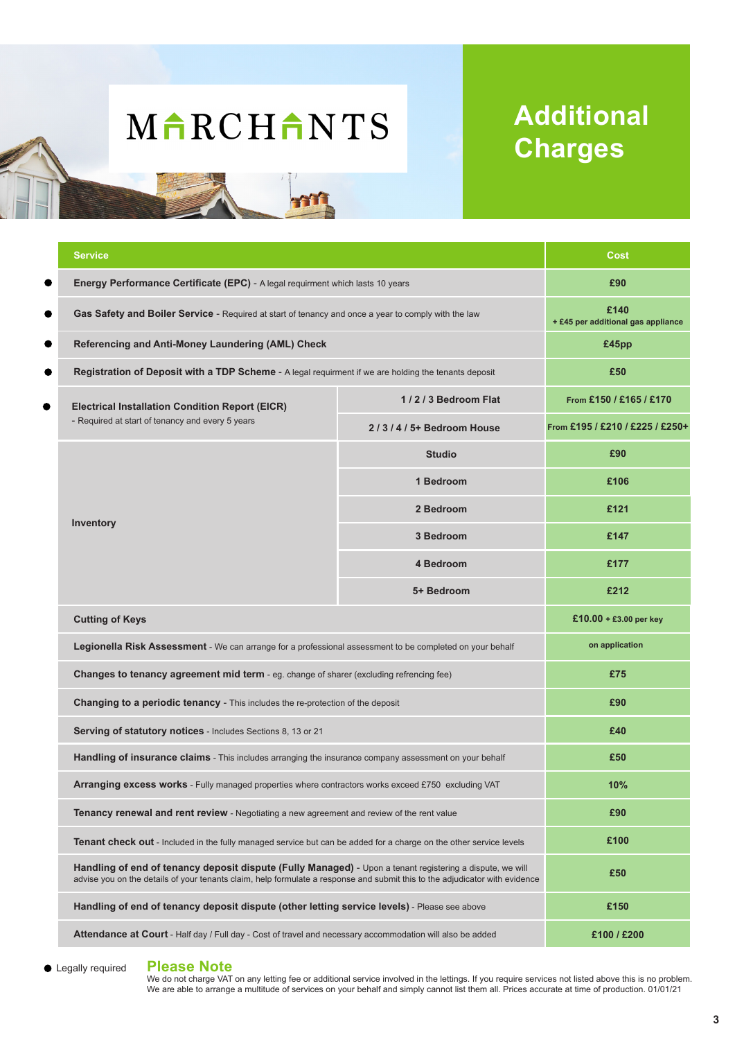# MARCHANTS

## Additional Charges

| | Service | | Cost |
|---|---|---|---|
| ● | **Energy Performance Certificate (EPC)** - A legal requirment which lasts 10 years | | **£90** |
| ● | **Gas Safety and Boiler Service** - Required at start of tenancy and once a year to comply with the law | | **£140** + £45 per additional gas appliance |
| ● | **Referencing and Anti-Money Laundering (AML) Check** | | **£45pp** |
| ● | **Registration of Deposit with a TDP Scheme** - A legal requirment if we are holding the tenants deposit | | **£50** |
| ● | **Electrical Installation Condition Report (EICR)** - Required at start of tenancy and every 5 years | **1 / 2 / 3 Bedroom Flat** | From **£150 / £165 / £170** |
| | | **2 / 3 / 4 / 5+ Bedroom House** | From **£195 / £210 / £225 / £250+** |
| | **Inventory** | **Studio** | **£90** |
| | | **1 Bedroom** | **£106** |
| | | **2 Bedroom** | **£121** |
| | | **3 Bedroom** | **£147** |
| | | **4 Bedroom** | **£177** |
| | | **5+ Bedroom** | **£212** |
| | **Cutting of Keys** | | **£10.00** + £3.00 per key |
| | **Legionella Risk Assessment** - We can arrange for a professional assessment to be completed on your behalf | | on application |
| | **Changes to tenancy agreement mid term** - eg. change of sharer (excluding refrencing fee) | | **£75** |
| | **Changing to a periodic tenancy** - This includes the re-protection of the deposit | | **£90** |
| | **Serving of statutory notices** - Includes Sections 8, 13 or 21 | | **£40** |
| | **Handling of insurance claims** - This includes arranging the insurance company assessment on your behalf | | **£50** |
| | **Arranging excess works** - Fully managed properties where contractors works exceed £750 excluding VAT | | **10%** |
| | **Tenancy renewal and rent review** - Negotiating a new agreement and review of the rent value | | **£90** |
| | **Tenant check out** - Included in the fully managed service but can be added for a charge on the other service levels | | **£100** |
| | **Handling of end of tenancy deposit dispute (Fully Managed)** - Upon a tenant registering a dispute, we will advise you on the details of your tenants claim, help formulate a response and submit this to the adjudicator with evidence | | **£50** |
| | **Handling of end of tenancy deposit dispute (other letting service levels)** - Please see above | | **£150** |
| | **Attendance at Court** - Half day / Full day - Cost of travel and necessary accommodation will also be added | | **£100 / £200** |

● Legally required

### Please Note

We do not charge VAT on any letting fee or additional service involved in the lettings. If you require services not listed above this is no problem. We are able to arrange a multitude of services on your behalf and simply cannot list them all. Prices accurate at time of production. 01/01/21